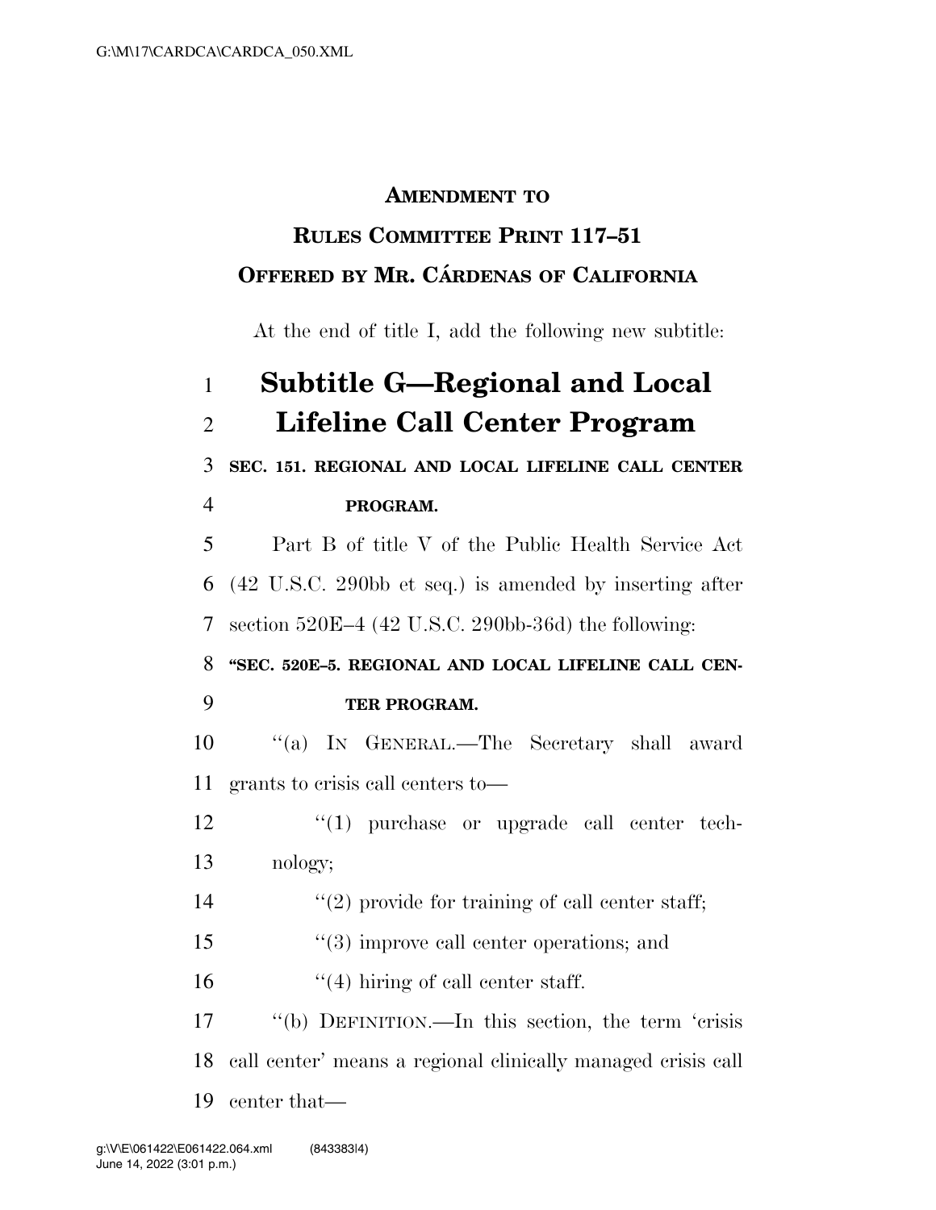**AMENDMENT TO**

**RULES COMMITTEE PRINT 117–51**

**OFFERED BY MR. CÁRDENAS OF CALIFORNIA**

At the end of title I, add the following new subtitle:

# Subtitle G—Regional and Local Lifeline Call Center Program

**SEC. 151. REGIONAL AND LOCAL LIFELINE CALL CENTER PROGRAM.**

Part B of title V of the Public Health Service Act (42 U.S.C. 290bb et seq.) is amended by inserting after section 520E–4 (42 U.S.C. 290bb-36d) the following:

**"SEC. 520E–5. REGIONAL AND LOCAL LIFELINE CALL CENTER PROGRAM.**

"(a) IN GENERAL.—The Secretary shall award grants to crisis call centers to—

"(1) purchase or upgrade call center technology;

"(2) provide for training of call center staff;

"(3) improve call center operations; and

"(4) hiring of call center staff.

"(b) DEFINITION.—In this section, the term 'crisis call center' means a regional clinically managed crisis call center that—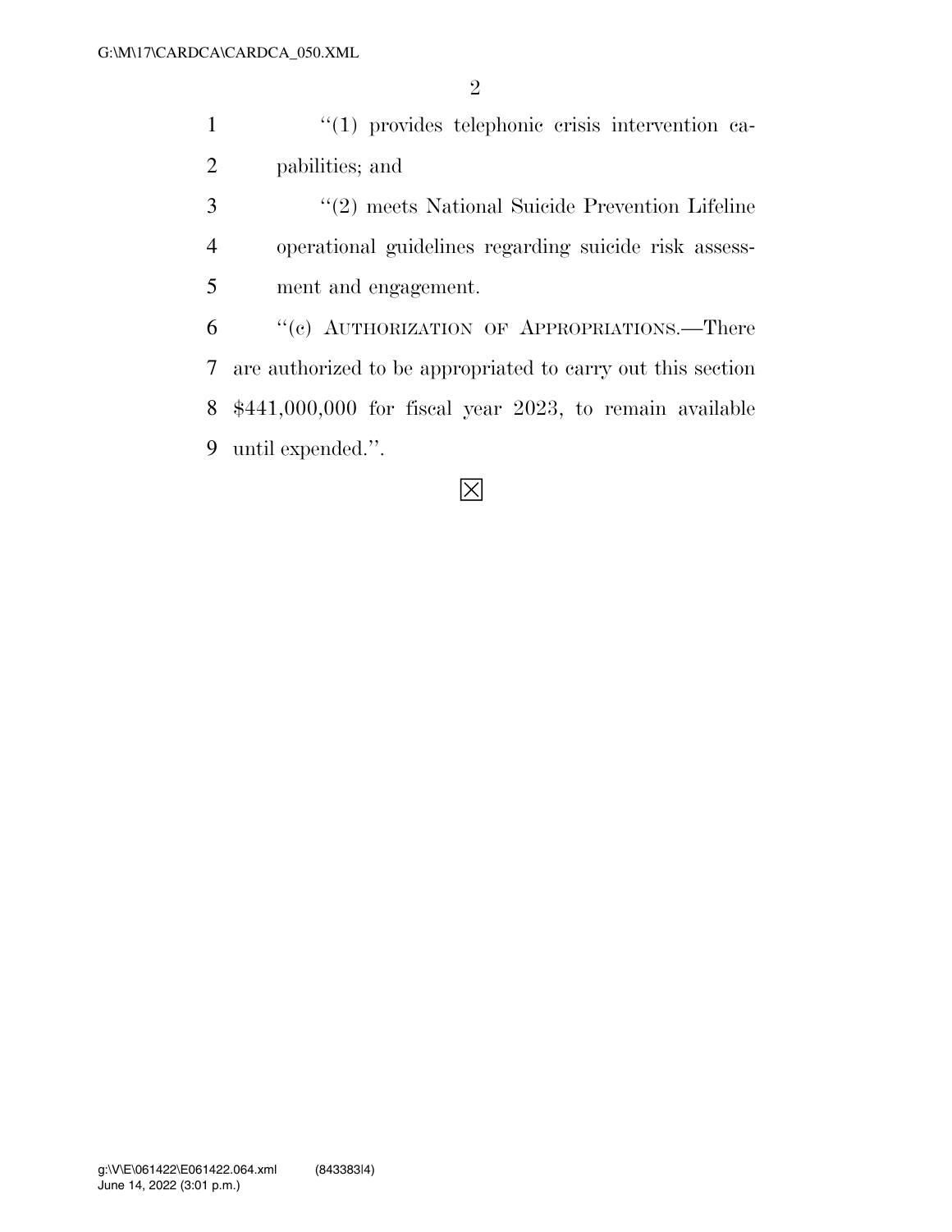"(1) provides telephonic crisis intervention capabilities; and

"(2) meets National Suicide Prevention Lifeline operational guidelines regarding suicide risk assessment and engagement.

"(c) AUTHORIZATION OF APPROPRIATIONS.—There are authorized to be appropriated to carry out this section $441,000,000 for fiscal year 2023, to remain available until expended.".